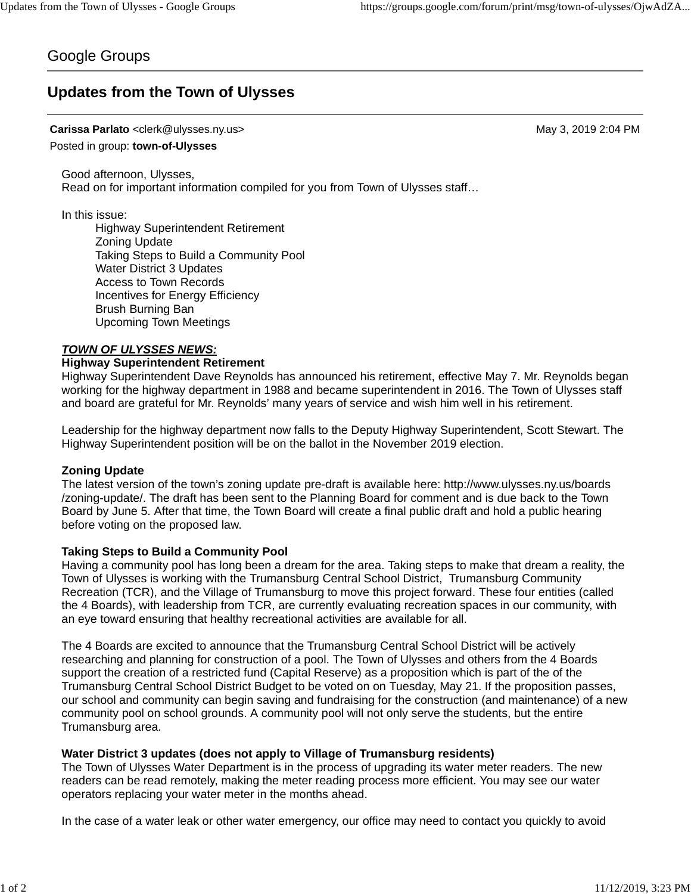Google Groups

# Updates from the Town of Ulysses

**Carissa Parlato** <clerk@ulysses.ny.us> May 3, 2019 2:04 PM

Posted in group: **town-of-Ulysses**

Good afternoon, Ulysses,
Read on for important information compiled for you from Town of Ulysses staff…

In this issue:

- Highway Superintendent Retirement
- Zoning Update
- Taking Steps to Build a Community Pool
- Water District 3 Updates
- Access to Town Records
- Incentives for Energy Efficiency
- Brush Burning Ban
- Upcoming Town Meetings

***TOWN OF ULYSSES NEWS:***

**Highway Superintendent Retirement**

Highway Superintendent Dave Reynolds has announced his retirement, effective May 7. Mr. Reynolds began working for the highway department in 1988 and became superintendent in 2016. The Town of Ulysses staff and board are grateful for Mr. Reynolds' many years of service and wish him well in his retirement.

Leadership for the highway department now falls to the Deputy Highway Superintendent, Scott Stewart. The Highway Superintendent position will be on the ballot in the November 2019 election.

**Zoning Update**

The latest version of the town's zoning update pre-draft is available here: http://www.ulysses.ny.us/boards/zoning-update/. The draft has been sent to the Planning Board for comment and is due back to the Town Board by June 5. After that time, the Town Board will create a final public draft and hold a public hearing before voting on the proposed law.

**Taking Steps to Build a Community Pool**

Having a community pool has long been a dream for the area. Taking steps to make that dream a reality, the Town of Ulysses is working with the Trumansburg Central School District, Trumansburg Community Recreation (TCR), and the Village of Trumansburg to move this project forward. These four entities (called the 4 Boards), with leadership from TCR, are currently evaluating recreation spaces in our community, with an eye toward ensuring that healthy recreational activities are available for all.

The 4 Boards are excited to announce that the Trumansburg Central School District will be actively researching and planning for construction of a pool. The Town of Ulysses and others from the 4 Boards support the creation of a restricted fund (Capital Reserve) as a proposition which is part of the of the Trumansburg Central School District Budget to be voted on on Tuesday, May 21. If the proposition passes, our school and community can begin saving and fundraising for the construction (and maintenance) of a new community pool on school grounds. A community pool will not only serve the students, but the entire Trumansburg area.

**Water District 3 updates (does not apply to Village of Trumansburg residents)**

The Town of Ulysses Water Department is in the process of upgrading its water meter readers. The new readers can be read remotely, making the meter reading process more efficient. You may see our water operators replacing your water meter in the months ahead.

In the case of a water leak or other water emergency, our office may need to contact you quickly to avoid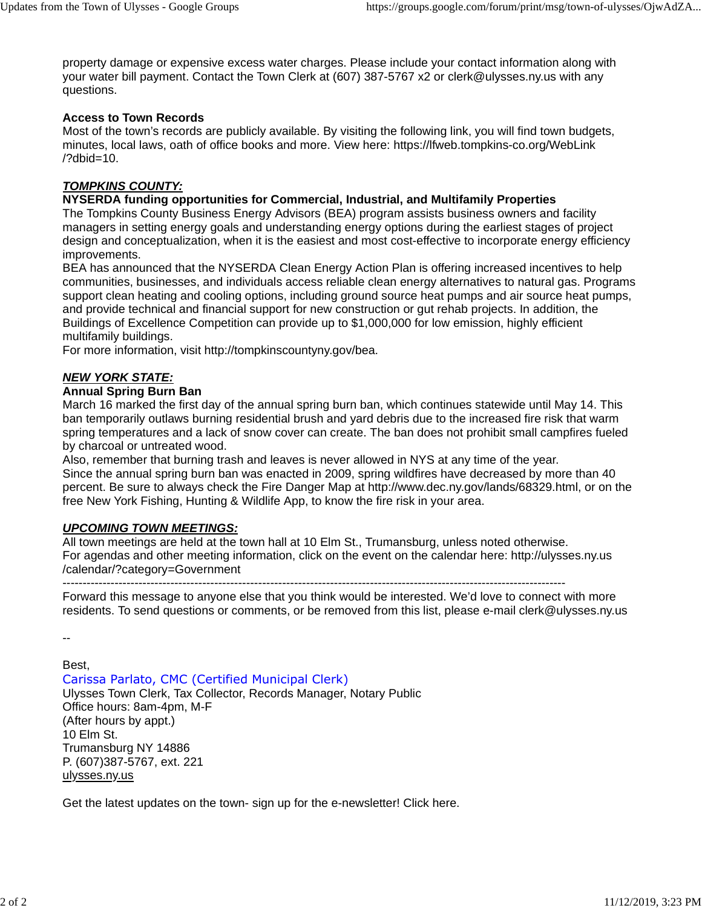property damage or expensive excess water charges. Please include your contact information along with your water bill payment. Contact the Town Clerk at (607) 387-5767 x2 or clerk@ulysses.ny.us with any questions.

**Access to Town Records**
Most of the town's records are publicly available. By visiting the following link, you will find town budgets, minutes, local laws, oath of office books and more. View here: https://lfweb.tompkins-co.org/WebLink/?dbid=10.

***TOMPKINS COUNTY:***

**NYSERDA funding opportunities for Commercial, Industrial, and Multifamily Properties**
The Tompkins County Business Energy Advisors (BEA) program assists business owners and facility managers in setting energy goals and understanding energy options during the earliest stages of project design and conceptualization, when it is the easiest and most cost-effective to incorporate energy efficiency improvements.
BEA has announced that the NYSERDA Clean Energy Action Plan is offering increased incentives to help communities, businesses, and individuals access reliable clean energy alternatives to natural gas. Programs support clean heating and cooling options, including ground source heat pumps and air source heat pumps, and provide technical and financial support for new construction or gut rehab projects. In addition, the Buildings of Excellence Competition can provide up to $1,000,000 for low emission, highly efficient multifamily buildings.
For more information, visit http://tompkinscountyny.gov/bea.

***NEW YORK STATE:***

**Annual Spring Burn Ban**
March 16 marked the first day of the annual spring burn ban, which continues statewide until May 14. This ban temporarily outlaws burning residential brush and yard debris due to the increased fire risk that warm spring temperatures and a lack of snow cover can create. The ban does not prohibit small campfires fueled by charcoal or untreated wood.
Also, remember that burning trash and leaves is never allowed in NYS at any time of the year.
Since the annual spring burn ban was enacted in 2009, spring wildfires have decreased by more than 40 percent. Be sure to always check the Fire Danger Map at http://www.dec.ny.gov/lands/68329.html, or on the free New York Fishing, Hunting & Wildlife App, to know the fire risk in your area.

***UPCOMING TOWN MEETINGS:***

All town meetings are held at the town hall at 10 Elm St., Trumansburg, unless noted otherwise.
For agendas and other meeting information, click on the event on the calendar here: http://ulysses.ny.us/calendar/?category=Government

------------------------------------------------------------------------------------------------------------------------

Forward this message to anyone else that you think would be interested. We'd love to connect with more residents. To send questions or comments, or be removed from this list, please e-mail clerk@ulysses.ny.us

--

Best,
Carissa Parlato, CMC (Certified Municipal Clerk)
Ulysses Town Clerk, Tax Collector, Records Manager, Notary Public
Office hours: 8am-4pm, M-F
(After hours by appt.)
10 Elm St.
Trumansburg NY 14886
P. (607)387-5767, ext. 221
ulysses.ny.us

Get the latest updates on the town- sign up for the e-newsletter! Click here.